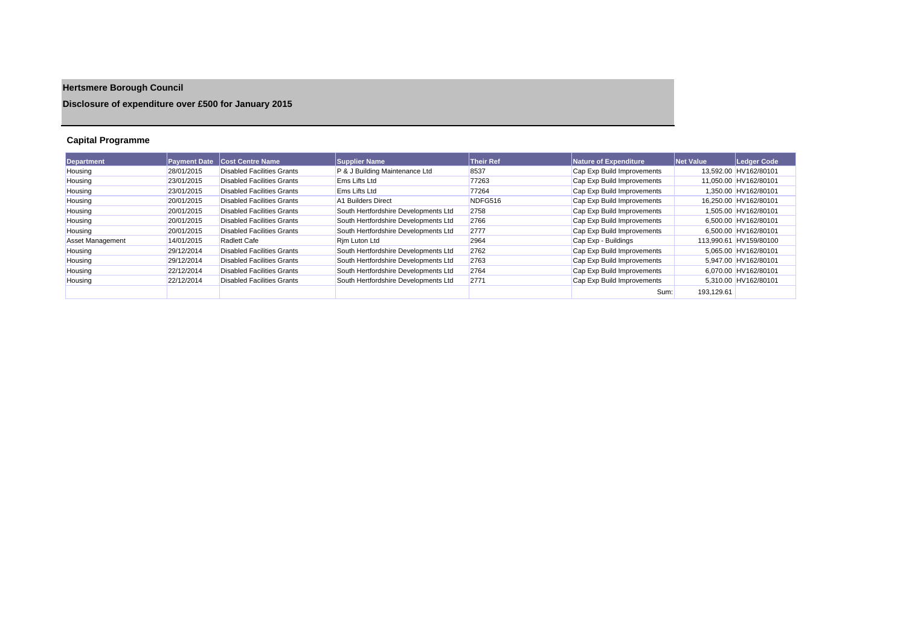# Hertsmere Borough Council

## Disclosure of expenditure over £500 for January 2015

### Capital Programme

| Department | Payment Date | Cost Centre Name | Supplier Name | Their Ref | Nature of Expenditure | Net Value | Ledger Code |
|---|---|---|---|---|---|---|---|
| Housing | 28/01/2015 | Disabled Facilities Grants | P & J Building Maintenance Ltd | 8537 | Cap Exp Build Improvements | 13,592.00 | HV162/80101 |
| Housing | 23/01/2015 | Disabled Facilities Grants | Ems Lifts Ltd | 77263 | Cap Exp Build Improvements | 11,050.00 | HV162/80101 |
| Housing | 23/01/2015 | Disabled Facilities Grants | Ems Lifts Ltd | 77264 | Cap Exp Build Improvements | 1,350.00 | HV162/80101 |
| Housing | 20/01/2015 | Disabled Facilities Grants | A1 Builders Direct | NDFG516 | Cap Exp Build Improvements | 16,250.00 | HV162/80101 |
| Housing | 20/01/2015 | Disabled Facilities Grants | South Hertfordshire Developments Ltd | 2758 | Cap Exp Build Improvements | 1,505.00 | HV162/80101 |
| Housing | 20/01/2015 | Disabled Facilities Grants | South Hertfordshire Developments Ltd | 2766 | Cap Exp Build Improvements | 6,500.00 | HV162/80101 |
| Housing | 20/01/2015 | Disabled Facilities Grants | South Hertfordshire Developments Ltd | 2777 | Cap Exp Build Improvements | 6,500.00 | HV162/80101 |
| Asset Management | 14/01/2015 | Radlett Cafe | Rjm Luton Ltd | 2964 | Cap Exp - Buildings | 113,990.61 | HV159/80100 |
| Housing | 29/12/2014 | Disabled Facilities Grants | South Hertfordshire Developments Ltd | 2762 | Cap Exp Build Improvements | 5,065.00 | HV162/80101 |
| Housing | 29/12/2014 | Disabled Facilities Grants | South Hertfordshire Developments Ltd | 2763 | Cap Exp Build Improvements | 5,947.00 | HV162/80101 |
| Housing | 22/12/2014 | Disabled Facilities Grants | South Hertfordshire Developments Ltd | 2764 | Cap Exp Build Improvements | 6,070.00 | HV162/80101 |
| Housing | 22/12/2014 | Disabled Facilities Grants | South Hertfordshire Developments Ltd | 2771 | Cap Exp Build Improvements | 5,310.00 | HV162/80101 |
| | | | | | Sum: | 193,129.61 | |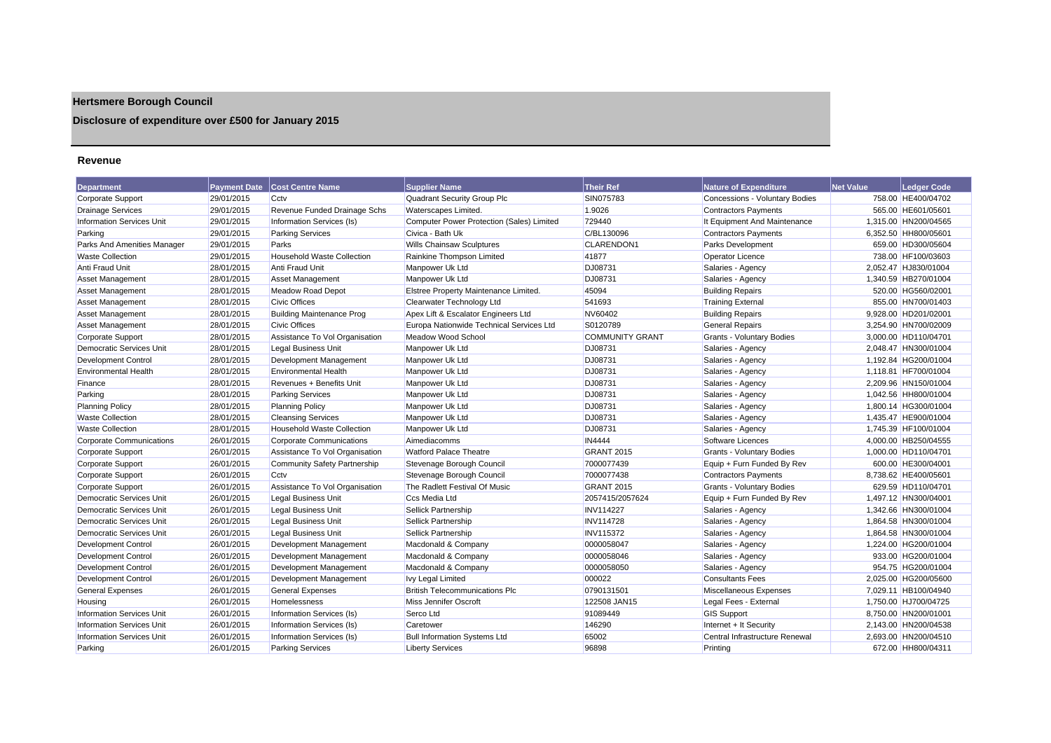# Hertsmere Borough Council

## Disclosure of expenditure over £500 for January 2015

### Revenue

| Department | Payment Date | Cost Centre Name | Supplier Name | Their Ref | Nature of Expenditure | Net Value | Ledger Code |
|---|---|---|---|---|---|---|---|
| Corporate Support | 29/01/2015 | Cctv | Quadrant Security Group Plc | SIN075783 | Concessions - Voluntary Bodies | 758.00 | HE400/04702 |
| Drainage Services | 29/01/2015 | Revenue Funded Drainage Schs | Waterscapes Limited. | 1.9026 | Contractors Payments | 565.00 | HE601/05601 |
| Information Services Unit | 29/01/2015 | Information Services (Is) | Computer Power Protection (Sales) Limited | 729440 | It Equipment And Maintenance | 1,315.00 | HN200/04565 |
| Parking | 29/01/2015 | Parking Services | Civica - Bath Uk | C/BL130096 | Contractors Payments | 6,352.50 | HH800/05601 |
| Parks And Amenities Manager | 29/01/2015 | Parks | Wills Chainsaw Sculptures | CLARENDON1 | Parks Development | 659.00 | HD300/05604 |
| Waste Collection | 29/01/2015 | Household Waste Collection | Rainkine Thompson Limited | 41877 | Operator Licence | 738.00 | HF100/03603 |
| Anti Fraud Unit | 28/01/2015 | Anti Fraud Unit | Manpower Uk Ltd | DJ08731 | Salaries - Agency | 2,052.47 | HJ830/01004 |
| Asset Management | 28/01/2015 | Asset Management | Manpower Uk Ltd | DJ08731 | Salaries - Agency | 1,340.59 | HB270/01004 |
| Asset Management | 28/01/2015 | Meadow Road Depot | Elstree Property Maintenance Limited. | 45094 | Building Repairs | 520.00 | HG560/02001 |
| Asset Management | 28/01/2015 | Civic Offices | Clearwater Technology Ltd | 541693 | Training External | 855.00 | HN700/01403 |
| Asset Management | 28/01/2015 | Building Maintenance Prog | Apex Lift & Escalator Engineers Ltd | NV60402 | Building Repairs | 9,928.00 | HD201/02001 |
| Asset Management | 28/01/2015 | Civic Offices | Europa Nationwide Technical Services Ltd | S0120789 | General Repairs | 3,254.90 | HN700/02009 |
| Corporate Support | 28/01/2015 | Assistance To Vol Organisation | Meadow Wood School | COMMUNITY GRANT | Grants - Voluntary Bodies | 3,000.00 | HD110/04701 |
| Democratic Services Unit | 28/01/2015 | Legal Business Unit | Manpower Uk Ltd | DJ08731 | Salaries - Agency | 2,048.47 | HN300/01004 |
| Development Control | 28/01/2015 | Development Management | Manpower Uk Ltd | DJ08731 | Salaries - Agency | 1,192.84 | HG200/01004 |
| Environmental Health | 28/01/2015 | Environmental Health | Manpower Uk Ltd | DJ08731 | Salaries - Agency | 1,118.81 | HF700/01004 |
| Finance | 28/01/2015 | Revenues + Benefits Unit | Manpower Uk Ltd | DJ08731 | Salaries - Agency | 2,209.96 | HN150/01004 |
| Parking | 28/01/2015 | Parking Services | Manpower Uk Ltd | DJ08731 | Salaries - Agency | 1,042.56 | HH800/01004 |
| Planning Policy | 28/01/2015 | Planning Policy | Manpower Uk Ltd | DJ08731 | Salaries - Agency | 1,800.14 | HG300/01004 |
| Waste Collection | 28/01/2015 | Cleansing Services | Manpower Uk Ltd | DJ08731 | Salaries - Agency | 1,435.47 | HE900/01004 |
| Waste Collection | 28/01/2015 | Household Waste Collection | Manpower Uk Ltd | DJ08731 | Salaries - Agency | 1,745.39 | HF100/01004 |
| Corporate Communications | 26/01/2015 | Corporate Communications | Aimediacomms | IN4444 | Software Licences | 4,000.00 | HB250/04555 |
| Corporate Support | 26/01/2015 | Assistance To Vol Organisation | Watford Palace Theatre | GRANT 2015 | Grants - Voluntary Bodies | 1,000.00 | HD110/04701 |
| Corporate Support | 26/01/2015 | Community Safety Partnership | Stevenage Borough Council | 7000077439 | Equip + Furn Funded By Rev | 600.00 | HE300/04001 |
| Corporate Support | 26/01/2015 | Cctv | Stevenage Borough Council | 7000077438 | Contractors Payments | 8,738.62 | HE400/05601 |
| Corporate Support | 26/01/2015 | Assistance To Vol Organisation | The Radlett Festival Of Music | GRANT 2015 | Grants - Voluntary Bodies | 629.59 | HD110/04701 |
| Democratic Services Unit | 26/01/2015 | Legal Business Unit | Ccs Media Ltd | 2057415/2057624 | Equip + Furn Funded By Rev | 1,497.12 | HN300/04001 |
| Democratic Services Unit | 26/01/2015 | Legal Business Unit | Sellick Partnership | INV114227 | Salaries - Agency | 1,342.66 | HN300/01004 |
| Democratic Services Unit | 26/01/2015 | Legal Business Unit | Sellick Partnership | INV114728 | Salaries - Agency | 1,864.58 | HN300/01004 |
| Democratic Services Unit | 26/01/2015 | Legal Business Unit | Sellick Partnership | INV115372 | Salaries - Agency | 1,864.58 | HN300/01004 |
| Development Control | 26/01/2015 | Development Management | Macdonald & Company | 0000058047 | Salaries - Agency | 1,224.00 | HG200/01004 |
| Development Control | 26/01/2015 | Development Management | Macdonald & Company | 0000058046 | Salaries - Agency | 933.00 | HG200/01004 |
| Development Control | 26/01/2015 | Development Management | Macdonald & Company | 0000058050 | Salaries - Agency | 954.75 | HG200/01004 |
| Development Control | 26/01/2015 | Development Management | Ivy Legal Limited | 000022 | Consultants Fees | 2,025.00 | HG200/05600 |
| General Expenses | 26/01/2015 | General Expenses | British Telecommunications Plc | 0790131501 | Miscellaneous Expenses | 7,029.11 | HB100/04940 |
| Housing | 26/01/2015 | Homelessness | Miss Jennifer Oscroft | 122508 JAN15 | Legal Fees - External | 1,750.00 | HJ700/04725 |
| Information Services Unit | 26/01/2015 | Information Services (Is) | Serco Ltd | 91089449 | GIS Support | 8,750.00 | HN200/01001 |
| Information Services Unit | 26/01/2015 | Information Services (Is) | Caretower | 146290 | Internet + It Security | 2,143.00 | HN200/04538 |
| Information Services Unit | 26/01/2015 | Information Services (Is) | Bull Information Systems Ltd | 65002 | Central Infrastructure Renewal | 2,693.00 | HN200/04510 |
| Parking | 26/01/2015 | Parking Services | Liberty Services | 96898 | Printing | 672.00 | HH800/04311 |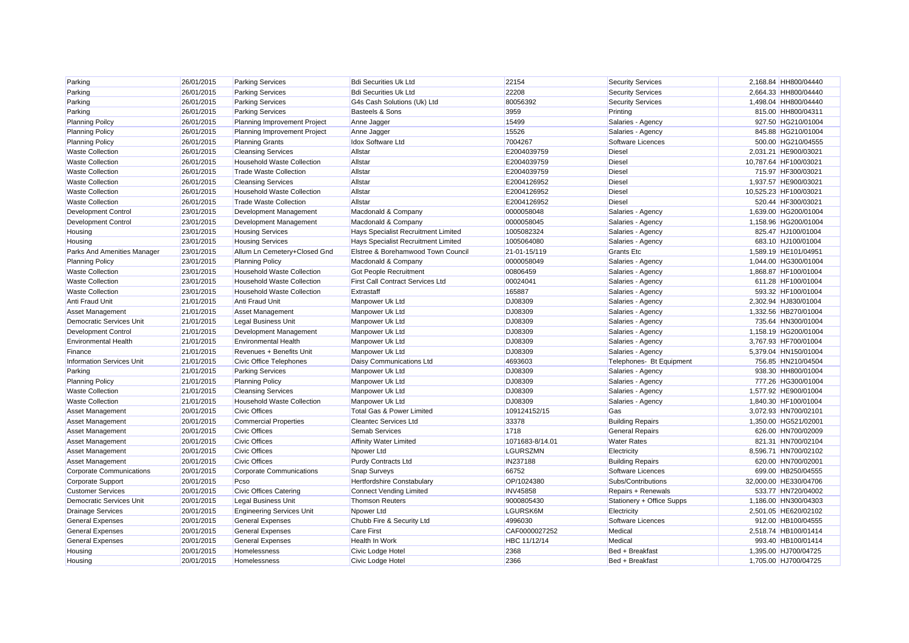| Parking | 26/01/2015 | Parking Services | Bdi Securities Uk Ltd | 22154 | Security Services | 2,168.84 | HH800/04440 |
|---|---|---|---|---|---|---|---|
| Parking | 26/01/2015 | Parking Services | Bdi Securities Uk Ltd | 22208 | Security Services | 2,664.33 | HH800/04440 |
| Parking | 26/01/2015 | Parking Services | G4s Cash Solutions (Uk) Ltd | 80056392 | Security Services | 1,498.04 | HH800/04440 |
| Parking | 26/01/2015 | Parking Services | Basteels & Sons | 3959 | Printing | 815.00 | HH800/04311 |
| Planning Poilcy | 26/01/2015 | Planning Improvement Project | Anne Jagger | 15499 | Salaries - Agency | 927.50 | HG210/01004 |
| Planning Policy | 26/01/2015 | Planning Improvement Project | Anne Jagger | 15526 | Salaries - Agency | 845.88 | HG210/01004 |
| Planning Policy | 26/01/2015 | Planning Grants | Idox Software Ltd | 7004267 | Software Licences | 500.00 | HG210/04555 |
| Waste Collection | 26/01/2015 | Cleansing Services | Allstar | E2004039759 | Diesel | 2,031.21 | HE900/03021 |
| Waste Collection | 26/01/2015 | Household Waste Collection | Allstar | E2004039759 | Diesel | 10,787.64 | HF100/03021 |
| Waste Collection | 26/01/2015 | Trade Waste Collection | Allstar | E2004039759 | Diesel | 715.97 | HF300/03021 |
| Waste Collection | 26/01/2015 | Cleansing Services | Allstar | E2004126952 | Diesel | 1,937.57 | HE900/03021 |
| Waste Collection | 26/01/2015 | Household Waste Collection | Allstar | E2004126952 | Diesel | 10,525.23 | HF100/03021 |
| Waste Collection | 26/01/2015 | Trade Waste Collection | Allstar | E2004126952 | Diesel | 520.44 | HF300/03021 |
| Development Control | 23/01/2015 | Development Management | Macdonald & Company | 0000058048 | Salaries - Agency | 1,639.00 | HG200/01004 |
| Development Control | 23/01/2015 | Development Management | Macdonald & Company | 0000058045 | Salaries - Agency | 1,158.96 | HG200/01004 |
| Housing | 23/01/2015 | Housing Services | Hays Specialist Recruitment Limited | 1005082324 | Salaries - Agency | 825.47 | HJ100/01004 |
| Housing | 23/01/2015 | Housing Services | Hays Specialist Recruitment Limited | 1005064080 | Salaries - Agency | 683.10 | HJ100/01004 |
| Parks And Amenities Manager | 23/01/2015 | Allum Ln Cemetery+Closed Gnd | Elstree & Borehamwood Town Council | 21-01-15/119 | Grants Etc | 1,589.19 | HE101/04951 |
| Planning Policy | 23/01/2015 | Planning Policy | Macdonald & Company | 0000058049 | Salaries - Agency | 1,044.00 | HG300/01004 |
| Waste Collection | 23/01/2015 | Household Waste Collection | Got People Recruitment | 00806459 | Salaries - Agency | 1,868.87 | HF100/01004 |
| Waste Collection | 23/01/2015 | Household Waste Collection | First Call Contract Services Ltd | 00024041 | Salaries - Agency | 611.28 | HF100/01004 |
| Waste Collection | 23/01/2015 | Household Waste Collection | Extrastaff | 165887 | Salaries - Agency | 593.32 | HF100/01004 |
| Anti Fraud Unit | 21/01/2015 | Anti Fraud Unit | Manpower Uk Ltd | DJ08309 | Salaries - Agency | 2,302.94 | HJ830/01004 |
| Asset Management | 21/01/2015 | Asset Management | Manpower Uk Ltd | DJ08309 | Salaries - Agency | 1,332.56 | HB270/01004 |
| Democratic Services Unit | 21/01/2015 | Legal Business Unit | Manpower Uk Ltd | DJ08309 | Salaries - Agency | 735.64 | HN300/01004 |
| Development Control | 21/01/2015 | Development Management | Manpower Uk Ltd | DJ08309 | Salaries - Agency | 1,158.19 | HG200/01004 |
| Environmental Health | 21/01/2015 | Environmental Health | Manpower Uk Ltd | DJ08309 | Salaries - Agency | 3,767.93 | HF700/01004 |
| Finance | 21/01/2015 | Revenues + Benefits Unit | Manpower Uk Ltd | DJ08309 | Salaries - Agency | 5,379.04 | HN150/01004 |
| Information Services Unit | 21/01/2015 | Civic Office Telephones | Daisy Communications Ltd | 4693603 | Telephones- Bt Equipment | 756.85 | HN210/04504 |
| Parking | 21/01/2015 | Parking Services | Manpower Uk Ltd | DJ08309 | Salaries - Agency | 938.30 | HH800/01004 |
| Planning Policy | 21/01/2015 | Planning Policy | Manpower Uk Ltd | DJ08309 | Salaries - Agency | 777.26 | HG300/01004 |
| Waste Collection | 21/01/2015 | Cleansing Services | Manpower Uk Ltd | DJ08309 | Salaries - Agency | 1,577.92 | HE900/01004 |
| Waste Collection | 21/01/2015 | Household Waste Collection | Manpower Uk Ltd | DJ08309 | Salaries - Agency | 1,840.30 | HF100/01004 |
| Asset Management | 20/01/2015 | Civic Offices | Total Gas & Power Limited | 109124152/15 | Gas | 3,072.93 | HN700/02101 |
| Asset Management | 20/01/2015 | Commercial Properties | Cleantec Services Ltd | 33378 | Building Repairs | 1,350.00 | HG521/02001 |
| Asset Management | 20/01/2015 | Civic Offices | Semab Services | 1718 | General Repairs | 626.00 | HN700/02009 |
| Asset Management | 20/01/2015 | Civic Offices | Affinity Water Limited | 1071683-8/14.01 | Water Rates | 821.31 | HN700/02104 |
| Asset Management | 20/01/2015 | Civic Offices | Npower Ltd | LGURSZMN | Electricity | 8,596.71 | HN700/02102 |
| Asset Management | 20/01/2015 | Civic Offices | Purdy Contracts Ltd | IN237188 | Building Repairs | 620.00 | HN700/02001 |
| Corporate Communications | 20/01/2015 | Corporate Communications | Snap Surveys | 66752 | Software Licences | 699.00 | HB250/04555 |
| Corporate Support | 20/01/2015 | Pcso | Hertfordshire Constabulary | OP/1024380 | Subs/Contributions | 32,000.00 | HE330/04706 |
| Customer Services | 20/01/2015 | Civic Offices Catering | Connect Vending Limited | INV45858 | Repairs + Renewals | 533.77 | HN720/04002 |
| Democratic Services Unit | 20/01/2015 | Legal Business Unit | Thomson Reuters | 9000805430 | Stationery + Office Supps | 1,186.00 | HN300/04303 |
| Drainage Services | 20/01/2015 | Engineering Services Unit | Npower Ltd | LGURSK6M | Electricity | 2,501.05 | HE620/02102 |
| General Expenses | 20/01/2015 | General Expenses | Chubb Fire & Security Ltd | 4996030 | Software Licences | 912.00 | HB100/04555 |
| General Expenses | 20/01/2015 | General Expenses | Care First | CAF0000027252 | Medical | 2,518.74 | HB100/01414 |
| General Expenses | 20/01/2015 | General Expenses | Health In Work | HBC 11/12/14 | Medical | 993.40 | HB100/01414 |
| Housing | 20/01/2015 | Homelessness | Civic Lodge Hotel | 2368 | Bed + Breakfast | 1,395.00 | HJ700/04725 |
| Housing | 20/01/2015 | Homelessness | Civic Lodge Hotel | 2366 | Bed + Breakfast | 1,705.00 | HJ700/04725 |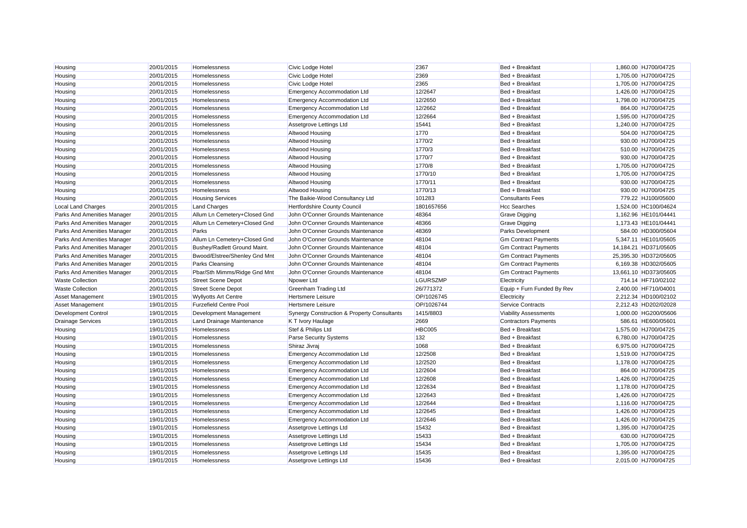| | | | | | | | |
|---|---|---|---|---|---|---|---|
| Housing | 20/01/2015 | Homelessness | Civic Lodge Hotel | 2367 | Bed + Breakfast | 1,860.00 | HJ700/04725 |
| Housing | 20/01/2015 | Homelessness | Civic Lodge Hotel | 2369 | Bed + Breakfast | 1,705.00 | HJ700/04725 |
| Housing | 20/01/2015 | Homelessness | Civic Lodge Hotel | 2365 | Bed + Breakfast | 1,705.00 | HJ700/04725 |
| Housing | 20/01/2015 | Homelessness | Emergency Accommodation Ltd | 12/2647 | Bed + Breakfast | 1,426.00 | HJ700/04725 |
| Housing | 20/01/2015 | Homelessness | Emergency Accommodation Ltd | 12/2650 | Bed + Breakfast | 1,798.00 | HJ700/04725 |
| Housing | 20/01/2015 | Homelessness | Emergency Accommodation Ltd | 12/2662 | Bed + Breakfast | 864.00 | HJ700/04725 |
| Housing | 20/01/2015 | Homelessness | Emergency Accommodation Ltd | 12/2664 | Bed + Breakfast | 1,595.00 | HJ700/04725 |
| Housing | 20/01/2015 | Homelessness | Assetgrove Lettings Ltd | 15441 | Bed + Breakfast | 1,240.00 | HJ700/04725 |
| Housing | 20/01/2015 | Homelessness | Altwood Housing | 1770 | Bed + Breakfast | 504.00 | HJ700/04725 |
| Housing | 20/01/2015 | Homelessness | Altwood Housing | 1770/2 | Bed + Breakfast | 930.00 | HJ700/04725 |
| Housing | 20/01/2015 | Homelessness | Altwood Housing | 1770/3 | Bed + Breakfast | 510.00 | HJ700/04725 |
| Housing | 20/01/2015 | Homelessness | Altwood Housing | 1770/7 | Bed + Breakfast | 930.00 | HJ700/04725 |
| Housing | 20/01/2015 | Homelessness | Altwood Housing | 1770/8 | Bed + Breakfast | 1,705.00 | HJ700/04725 |
| Housing | 20/01/2015 | Homelessness | Altwood Housing | 1770/10 | Bed + Breakfast | 1,705.00 | HJ700/04725 |
| Housing | 20/01/2015 | Homelessness | Altwood Housing | 1770/11 | Bed + Breakfast | 930.00 | HJ700/04725 |
| Housing | 20/01/2015 | Homelessness | Altwood Housing | 1770/13 | Bed + Breakfast | 930.00 | HJ700/04725 |
| Housing | 20/01/2015 | Housing Services | The Baikie-Wood Consultancy Ltd | 101283 | Consultants Fees | 779.22 | HJ100/05600 |
| Local Land Charges | 20/01/2015 | Land Charges | Hertfordshire County Council | 1801657656 | Hcc Searches | 1,524.00 | HC100/04624 |
| Parks And Amenities Manager | 20/01/2015 | Allum Ln Cemetery+Closed Gnd | John O'Conner Grounds Maintenance | 48364 | Grave Digging | 1,162.96 | HE101/04441 |
| Parks And Amenities Manager | 20/01/2015 | Allum Ln Cemetery+Closed Gnd | John O'Conner Grounds Maintenance | 48366 | Grave Digging | 1,173.43 | HE101/04441 |
| Parks And Amenities Manager | 20/01/2015 | Parks | John O'Conner Grounds Maintenance | 48369 | Parks Development | 584.00 | HD300/05604 |
| Parks And Amenities Manager | 20/01/2015 | Allum Ln Cemetery+Closed Gnd | John O'Conner Grounds Maintenance | 48104 | Gm Contract Payments | 5,347.11 | HE101/05605 |
| Parks And Amenities Manager | 20/01/2015 | Bushey/Radlett Ground Maint. | John O'Conner Grounds Maintenance | 48104 | Gm Contract Payments | 14,184.21 | HD371/05605 |
| Parks And Amenities Manager | 20/01/2015 | Bwood/Elstree/Shenley Gnd Mnt | John O'Conner Grounds Maintenance | 48104 | Gm Contract Payments | 25,395.30 | HD372/05605 |
| Parks And Amenities Manager | 20/01/2015 | Parks Cleansing | John O'Conner Grounds Maintenance | 48104 | Gm Contract Payments | 6,169.38 | HD302/05605 |
| Parks And Amenities Manager | 20/01/2015 | Pbar/Sth Mimms/Ridge Gnd Mnt | John O'Conner Grounds Maintenance | 48104 | Gm Contract Payments | 13,661.10 | HD373/05605 |
| Waste Collection | 20/01/2015 | Street Scene Depot | Npower Ltd | LGURSZMP | Electricity | 714.14 | HF710/02102 |
| Waste Collection | 20/01/2015 | Street Scene Depot | Greenham Trading Ltd | 26/771372 | Equip + Furn Funded By Rev | 2,400.00 | HF710/04001 |
| Asset Management | 19/01/2015 | Wyllyotts Art Centre | Hertsmere Leisure | OP/1026745 | Electricity | 2,212.34 | HD100/02102 |
| Asset Management | 19/01/2015 | Furzefield Centre Pool | Hertsmere Leisure | OP/1026744 | Service Contracts | 2,212.43 | HD202/02028 |
| Development Control | 19/01/2015 | Development Management | Synergy Construction & Property Consultants | 1415/8803 | Viability Assessments | 1,000.00 | HG200/05606 |
| Drainage Services | 19/01/2015 | Land Drainage Maintenance | K T Ivory Haulage | 2669 | Contractors Payments | 586.61 | HE600/05601 |
| Housing | 19/01/2015 | Homelessness | Stef & Philips Ltd | HBC005 | Bed + Breakfast | 1,575.00 | HJ700/04725 |
| Housing | 19/01/2015 | Homelessness | Parse Security Systems | 132 | Bed + Breakfast | 6,780.00 | HJ700/04725 |
| Housing | 19/01/2015 | Homelessness | Shiraz Jivraj | 1068 | Bed + Breakfast | 6,975.00 | HJ700/04725 |
| Housing | 19/01/2015 | Homelessness | Emergency Accommodation Ltd | 12/2508 | Bed + Breakfast | 1,519.00 | HJ700/04725 |
| Housing | 19/01/2015 | Homelessness | Emergency Accommodation Ltd | 12/2520 | Bed + Breakfast | 1,178.00 | HJ700/04725 |
| Housing | 19/01/2015 | Homelessness | Emergency Accommodation Ltd | 12/2604 | Bed + Breakfast | 864.00 | HJ700/04725 |
| Housing | 19/01/2015 | Homelessness | Emergency Accommodation Ltd | 12/2608 | Bed + Breakfast | 1,426.00 | HJ700/04725 |
| Housing | 19/01/2015 | Homelessness | Emergency Accommodation Ltd | 12/2634 | Bed + Breakfast | 1,178.00 | HJ700/04725 |
| Housing | 19/01/2015 | Homelessness | Emergency Accommodation Ltd | 12/2643 | Bed + Breakfast | 1,426.00 | HJ700/04725 |
| Housing | 19/01/2015 | Homelessness | Emergency Accommodation Ltd | 12/2644 | Bed + Breakfast | 1,116.00 | HJ700/04725 |
| Housing | 19/01/2015 | Homelessness | Emergency Accommodation Ltd | 12/2645 | Bed + Breakfast | 1,426.00 | HJ700/04725 |
| Housing | 19/01/2015 | Homelessness | Emergency Accommodation Ltd | 12/2646 | Bed + Breakfast | 1,426.00 | HJ700/04725 |
| Housing | 19/01/2015 | Homelessness | Assetgrove Lettings Ltd | 15432 | Bed + Breakfast | 1,395.00 | HJ700/04725 |
| Housing | 19/01/2015 | Homelessness | Assetgrove Lettings Ltd | 15433 | Bed + Breakfast | 630.00 | HJ700/04725 |
| Housing | 19/01/2015 | Homelessness | Assetgrove Lettings Ltd | 15434 | Bed + Breakfast | 1,705.00 | HJ700/04725 |
| Housing | 19/01/2015 | Homelessness | Assetgrove Lettings Ltd | 15435 | Bed + Breakfast | 1,395.00 | HJ700/04725 |
| Housing | 19/01/2015 | Homelessness | Assetgrove Lettings Ltd | 15436 | Bed + Breakfast | 2,015.00 | HJ700/04725 |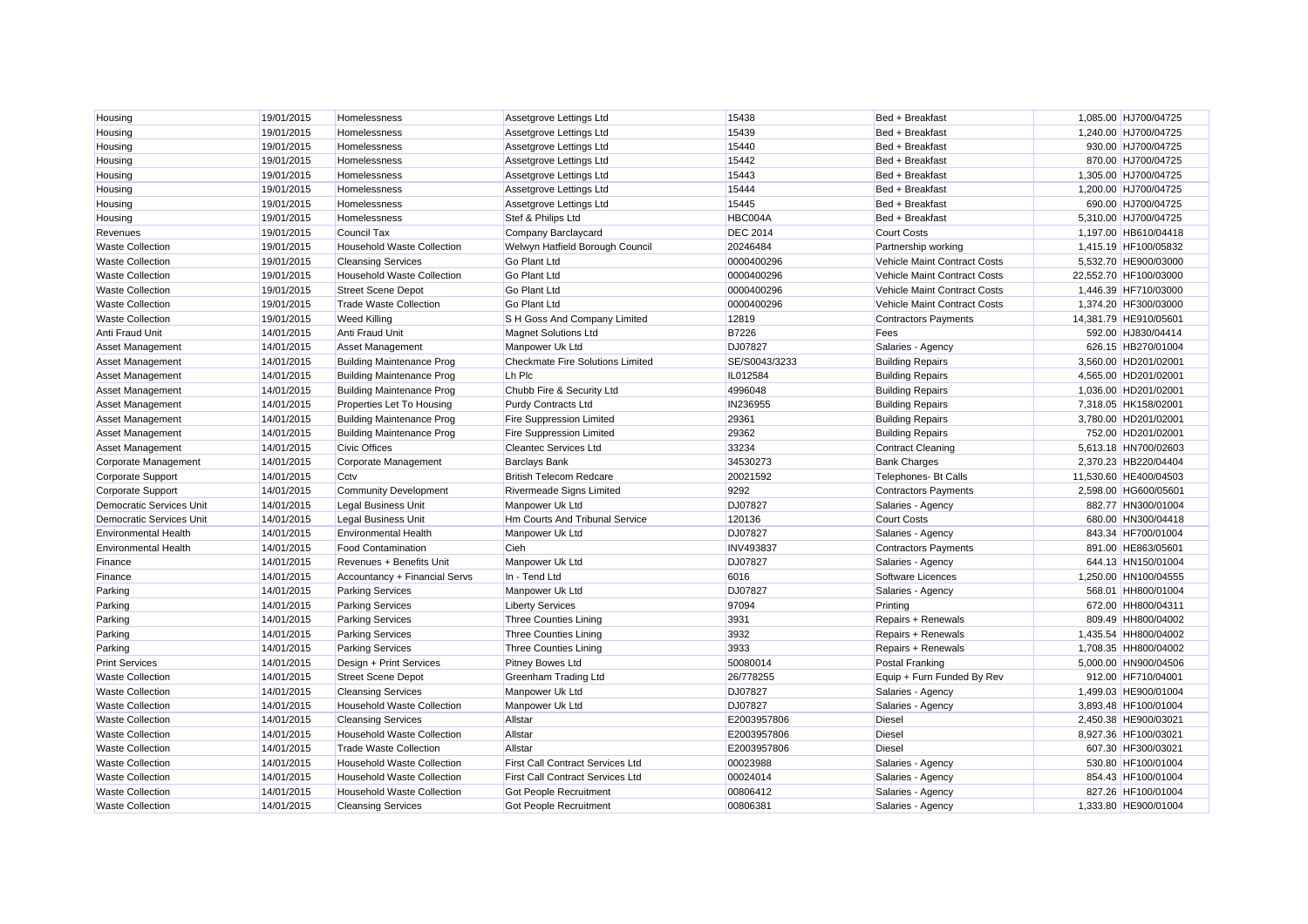| | | | | | | | |
|---|---|---|---|---|---|---|---|
| Housing | 19/01/2015 | Homelessness | Assetgrove Lettings Ltd | 15438 | Bed + Breakfast | 1,085.00 | HJ700/04725 |
| Housing | 19/01/2015 | Homelessness | Assetgrove Lettings Ltd | 15439 | Bed + Breakfast | 1,240.00 | HJ700/04725 |
| Housing | 19/01/2015 | Homelessness | Assetgrove Lettings Ltd | 15440 | Bed + Breakfast | 930.00 | HJ700/04725 |
| Housing | 19/01/2015 | Homelessness | Assetgrove Lettings Ltd | 15442 | Bed + Breakfast | 870.00 | HJ700/04725 |
| Housing | 19/01/2015 | Homelessness | Assetgrove Lettings Ltd | 15443 | Bed + Breakfast | 1,305.00 | HJ700/04725 |
| Housing | 19/01/2015 | Homelessness | Assetgrove Lettings Ltd | 15444 | Bed + Breakfast | 1,200.00 | HJ700/04725 |
| Housing | 19/01/2015 | Homelessness | Assetgrove Lettings Ltd | 15445 | Bed + Breakfast | 690.00 | HJ700/04725 |
| Housing | 19/01/2015 | Homelessness | Stef & Philips Ltd | HBC004A | Bed + Breakfast | 5,310.00 | HJ700/04725 |
| Revenues | 19/01/2015 | Council Tax | Company Barclaycard | DEC 2014 | Court Costs | 1,197.00 | HB610/04418 |
| Waste Collection | 19/01/2015 | Household Waste Collection | Welwyn Hatfield Borough Council | 20246484 | Partnership working | 1,415.19 | HF100/05832 |
| Waste Collection | 19/01/2015 | Cleansing Services | Go Plant Ltd | 0000400296 | Vehicle Maint Contract Costs | 5,532.70 | HE900/03000 |
| Waste Collection | 19/01/2015 | Household Waste Collection | Go Plant Ltd | 0000400296 | Vehicle Maint Contract Costs | 22,552.70 | HF100/03000 |
| Waste Collection | 19/01/2015 | Street Scene Depot | Go Plant Ltd | 0000400296 | Vehicle Maint Contract Costs | 1,446.39 | HF710/03000 |
| Waste Collection | 19/01/2015 | Trade Waste Collection | Go Plant Ltd | 0000400296 | Vehicle Maint Contract Costs | 1,374.20 | HF300/03000 |
| Waste Collection | 19/01/2015 | Weed Killing | S H Goss And Company Limited | 12819 | Contractors Payments | 14,381.79 | HE910/05601 |
| Anti Fraud Unit | 14/01/2015 | Anti Fraud Unit | Magnet Solutions Ltd | B7226 | Fees | 592.00 | HJ830/04414 |
| Asset Management | 14/01/2015 | Asset Management | Manpower Uk Ltd | DJ07827 | Salaries - Agency | 626.15 | HB270/01004 |
| Asset Management | 14/01/2015 | Building Maintenance Prog | Checkmate Fire Solutions Limited | SE/S0043/3233 | Building Repairs | 3,560.00 | HD201/02001 |
| Asset Management | 14/01/2015 | Building Maintenance Prog | Lh Plc | IL012584 | Building Repairs | 4,565.00 | HD201/02001 |
| Asset Management | 14/01/2015 | Building Maintenance Prog | Chubb Fire & Security Ltd | 4996048 | Building Repairs | 1,036.00 | HD201/02001 |
| Asset Management | 14/01/2015 | Properties Let To Housing | Purdy Contracts Ltd | IN236955 | Building Repairs | 7,318.05 | HK158/02001 |
| Asset Management | 14/01/2015 | Building Maintenance Prog | Fire Suppression Limited | 29361 | Building Repairs | 3,780.00 | HD201/02001 |
| Asset Management | 14/01/2015 | Building Maintenance Prog | Fire Suppression Limited | 29362 | Building Repairs | 752.00 | HD201/02001 |
| Asset Management | 14/01/2015 | Civic Offices | Cleantec Services Ltd | 33234 | Contract Cleaning | 5,613.18 | HN700/02603 |
| Corporate Management | 14/01/2015 | Corporate Management | Barclays Bank | 34530273 | Bank Charges | 2,370.23 | HB220/04404 |
| Corporate Support | 14/01/2015 | Cctv | British Telecom Redcare | 20021592 | Telephones- Bt Calls | 11,530.60 | HE400/04503 |
| Corporate Support | 14/01/2015 | Community Development | Rivermeade Signs Limited | 9292 | Contractors Payments | 2,598.00 | HG600/05601 |
| Democratic Services Unit | 14/01/2015 | Legal Business Unit | Manpower Uk Ltd | DJ07827 | Salaries - Agency | 882.77 | HN300/01004 |
| Democratic Services Unit | 14/01/2015 | Legal Business Unit | Hm Courts And Tribunal Service | 120136 | Court Costs | 680.00 | HN300/04418 |
| Environmental Health | 14/01/2015 | Environmental Health | Manpower Uk Ltd | DJ07827 | Salaries - Agency | 843.34 | HF700/01004 |
| Environmental Health | 14/01/2015 | Food Contamination | Cieh | INV493837 | Contractors Payments | 891.00 | HE863/05601 |
| Finance | 14/01/2015 | Revenues + Benefits Unit | Manpower Uk Ltd | DJ07827 | Salaries - Agency | 644.13 | HN150/01004 |
| Finance | 14/01/2015 | Accountancy + Financial Servs | In - Tend Ltd | 6016 | Software Licences | 1,250.00 | HN100/04555 |
| Parking | 14/01/2015 | Parking Services | Manpower Uk Ltd | DJ07827 | Salaries - Agency | 568.01 | HH800/01004 |
| Parking | 14/01/2015 | Parking Services | Liberty Services | 97094 | Printing | 672.00 | HH800/04311 |
| Parking | 14/01/2015 | Parking Services | Three Counties Lining | 3931 | Repairs + Renewals | 809.49 | HH800/04002 |
| Parking | 14/01/2015 | Parking Services | Three Counties Lining | 3932 | Repairs + Renewals | 1,435.54 | HH800/04002 |
| Parking | 14/01/2015 | Parking Services | Three Counties Lining | 3933 | Repairs + Renewals | 1,708.35 | HH800/04002 |
| Print Services | 14/01/2015 | Design + Print Services | Pitney Bowes Ltd | 50080014 | Postal Franking | 5,000.00 | HN900/04506 |
| Waste Collection | 14/01/2015 | Street Scene Depot | Greenham Trading Ltd | 26/778255 | Equip + Furn Funded By Rev | 912.00 | HF710/04001 |
| Waste Collection | 14/01/2015 | Cleansing Services | Manpower Uk Ltd | DJ07827 | Salaries - Agency | 1,499.03 | HE900/01004 |
| Waste Collection | 14/01/2015 | Household Waste Collection | Manpower Uk Ltd | DJ07827 | Salaries - Agency | 3,893.48 | HF100/01004 |
| Waste Collection | 14/01/2015 | Cleansing Services | Allstar | E2003957806 | Diesel | 2,450.38 | HE900/03021 |
| Waste Collection | 14/01/2015 | Household Waste Collection | Allstar | E2003957806 | Diesel | 8,927.36 | HF100/03021 |
| Waste Collection | 14/01/2015 | Trade Waste Collection | Allstar | E2003957806 | Diesel | 607.30 | HF300/03021 |
| Waste Collection | 14/01/2015 | Household Waste Collection | First Call Contract Services Ltd | 00023988 | Salaries - Agency | 530.80 | HF100/01004 |
| Waste Collection | 14/01/2015 | Household Waste Collection | First Call Contract Services Ltd | 00024014 | Salaries - Agency | 854.43 | HF100/01004 |
| Waste Collection | 14/01/2015 | Household Waste Collection | Got People Recruitment | 00806412 | Salaries - Agency | 827.26 | HF100/01004 |
| Waste Collection | 14/01/2015 | Cleansing Services | Got People Recruitment | 00806381 | Salaries - Agency | 1,333.80 | HE900/01004 |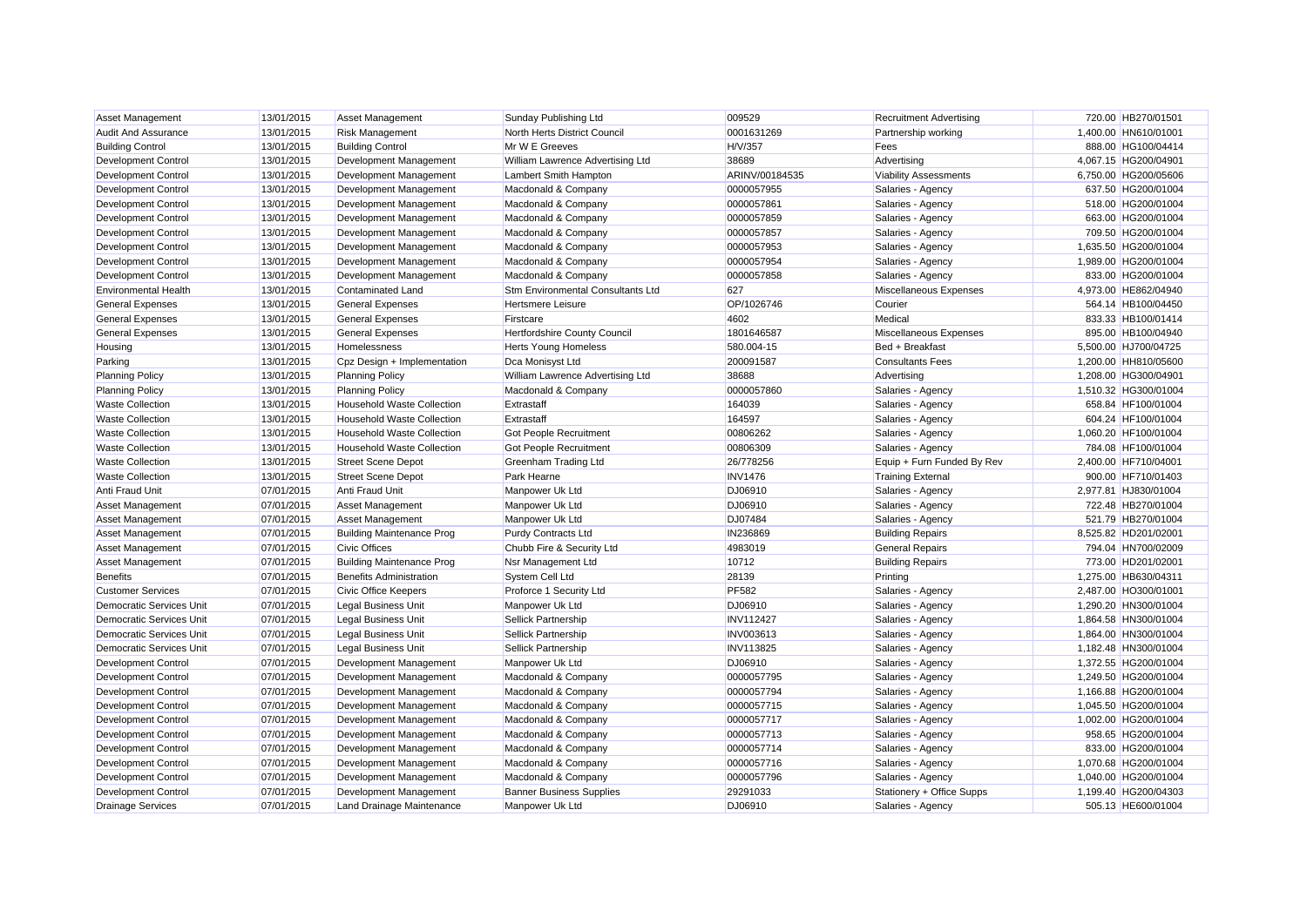| Asset Management | 13/01/2015 | Asset Management | Sunday Publishing Ltd | 009529 | Recruitment Advertising | 720.00 | HB270/01501 |
|---|---|---|---|---|---|---|---|
| Audit And Assurance | 13/01/2015 | Risk Management | North Herts District Council | 0001631269 | Partnership working | 1,400.00 | HN610/01001 |
| Building Control | 13/01/2015 | Building Control | Mr W E Greeves | H/V/357 | Fees | 888.00 | HG100/04414 |
| Development Control | 13/01/2015 | Development Management | William Lawrence Advertising Ltd | 38689 | Advertising | 4,067.15 | HG200/04901 |
| Development Control | 13/01/2015 | Development Management | Lambert Smith Hampton | ARINV/00184535 | Viability Assessments | 6,750.00 | HG200/05606 |
| Development Control | 13/01/2015 | Development Management | Macdonald & Company | 0000057955 | Salaries - Agency | 637.50 | HG200/01004 |
| Development Control | 13/01/2015 | Development Management | Macdonald & Company | 0000057861 | Salaries - Agency | 518.00 | HG200/01004 |
| Development Control | 13/01/2015 | Development Management | Macdonald & Company | 0000057859 | Salaries - Agency | 663.00 | HG200/01004 |
| Development Control | 13/01/2015 | Development Management | Macdonald & Company | 0000057857 | Salaries - Agency | 709.50 | HG200/01004 |
| Development Control | 13/01/2015 | Development Management | Macdonald & Company | 0000057953 | Salaries - Agency | 1,635.50 | HG200/01004 |
| Development Control | 13/01/2015 | Development Management | Macdonald & Company | 0000057954 | Salaries - Agency | 1,989.00 | HG200/01004 |
| Development Control | 13/01/2015 | Development Management | Macdonald & Company | 0000057858 | Salaries - Agency | 833.00 | HG200/01004 |
| Environmental Health | 13/01/2015 | Contaminated Land | Stm Environmental Consultants Ltd | 627 | Miscellaneous Expenses | 4,973.00 | HE862/04940 |
| General Expenses | 13/01/2015 | General Expenses | Hertsmere Leisure | OP/1026746 | Courier | 564.14 | HB100/04450 |
| General Expenses | 13/01/2015 | General Expenses | Firstcare | 4602 | Medical | 833.33 | HB100/01414 |
| General Expenses | 13/01/2015 | General Expenses | Hertfordshire County Council | 1801646587 | Miscellaneous Expenses | 895.00 | HB100/04940 |
| Housing | 13/01/2015 | Homelessness | Herts Young Homeless | 580.004-15 | Bed + Breakfast | 5,500.00 | HJ700/04725 |
| Parking | 13/01/2015 | Cpz Design + Implementation | Dca Monisyst Ltd | 200091587 | Consultants Fees | 1,200.00 | HH810/05600 |
| Planning Policy | 13/01/2015 | Planning Policy | William Lawrence Advertising Ltd | 38688 | Advertising | 1,208.00 | HG300/04901 |
| Planning Policy | 13/01/2015 | Planning Policy | Macdonald & Company | 0000057860 | Salaries - Agency | 1,510.32 | HG300/01004 |
| Waste Collection | 13/01/2015 | Household Waste Collection | Extrastaff | 164039 | Salaries - Agency | 658.84 | HF100/01004 |
| Waste Collection | 13/01/2015 | Household Waste Collection | Extrastaff | 164597 | Salaries - Agency | 604.24 | HF100/01004 |
| Waste Collection | 13/01/2015 | Household Waste Collection | Got People Recruitment | 00806262 | Salaries - Agency | 1,060.20 | HF100/01004 |
| Waste Collection | 13/01/2015 | Household Waste Collection | Got People Recruitment | 00806309 | Salaries - Agency | 784.08 | HF100/01004 |
| Waste Collection | 13/01/2015 | Street Scene Depot | Greenham Trading Ltd | 26/778256 | Equip + Furn Funded By Rev | 2,400.00 | HF710/04001 |
| Waste Collection | 13/01/2015 | Street Scene Depot | Park Hearne | INV1476 | Training External | 900.00 | HF710/01403 |
| Anti Fraud Unit | 07/01/2015 | Anti Fraud Unit | Manpower Uk Ltd | DJ06910 | Salaries - Agency | 2,977.81 | HJ830/01004 |
| Asset Management | 07/01/2015 | Asset Management | Manpower Uk Ltd | DJ06910 | Salaries - Agency | 722.48 | HB270/01004 |
| Asset Management | 07/01/2015 | Asset Management | Manpower Uk Ltd | DJ07484 | Salaries - Agency | 521.79 | HB270/01004 |
| Asset Management | 07/01/2015 | Building Maintenance Prog | Purdy Contracts Ltd | IN236869 | Building Repairs | 8,525.82 | HD201/02001 |
| Asset Management | 07/01/2015 | Civic Offices | Chubb Fire & Security Ltd | 4983019 | General Repairs | 794.04 | HN700/02009 |
| Asset Management | 07/01/2015 | Building Maintenance Prog | Nsr Management Ltd | 10712 | Building Repairs | 773.00 | HD201/02001 |
| Benefits | 07/01/2015 | Benefits Administration | System Cell Ltd | 28139 | Printing | 1,275.00 | HB630/04311 |
| Customer Services | 07/01/2015 | Civic Office Keepers | Proforce 1 Security Ltd | PF582 | Salaries - Agency | 2,487.00 | HO300/01001 |
| Democratic Services Unit | 07/01/2015 | Legal Business Unit | Manpower Uk Ltd | DJ06910 | Salaries - Agency | 1,290.20 | HN300/01004 |
| Democratic Services Unit | 07/01/2015 | Legal Business Unit | Sellick Partnership | INV112427 | Salaries - Agency | 1,864.58 | HN300/01004 |
| Democratic Services Unit | 07/01/2015 | Legal Business Unit | Sellick Partnership | INV003613 | Salaries - Agency | 1,864.00 | HN300/01004 |
| Democratic Services Unit | 07/01/2015 | Legal Business Unit | Sellick Partnership | INV113825 | Salaries - Agency | 1,182.48 | HN300/01004 |
| Development Control | 07/01/2015 | Development Management | Manpower Uk Ltd | DJ06910 | Salaries - Agency | 1,372.55 | HG200/01004 |
| Development Control | 07/01/2015 | Development Management | Macdonald & Company | 0000057795 | Salaries - Agency | 1,249.50 | HG200/01004 |
| Development Control | 07/01/2015 | Development Management | Macdonald & Company | 0000057794 | Salaries - Agency | 1,166.88 | HG200/01004 |
| Development Control | 07/01/2015 | Development Management | Macdonald & Company | 0000057715 | Salaries - Agency | 1,045.50 | HG200/01004 |
| Development Control | 07/01/2015 | Development Management | Macdonald & Company | 0000057717 | Salaries - Agency | 1,002.00 | HG200/01004 |
| Development Control | 07/01/2015 | Development Management | Macdonald & Company | 0000057713 | Salaries - Agency | 958.65 | HG200/01004 |
| Development Control | 07/01/2015 | Development Management | Macdonald & Company | 0000057714 | Salaries - Agency | 833.00 | HG200/01004 |
| Development Control | 07/01/2015 | Development Management | Macdonald & Company | 0000057716 | Salaries - Agency | 1,070.68 | HG200/01004 |
| Development Control | 07/01/2015 | Development Management | Macdonald & Company | 0000057796 | Salaries - Agency | 1,040.00 | HG200/01004 |
| Development Control | 07/01/2015 | Development Management | Banner Business Supplies | 29291033 | Stationery + Office Supps | 1,199.40 | HG200/04303 |
| Drainage Services | 07/01/2015 | Land Drainage Maintenance | Manpower Uk Ltd | DJ06910 | Salaries - Agency | 505.13 | HE600/01004 |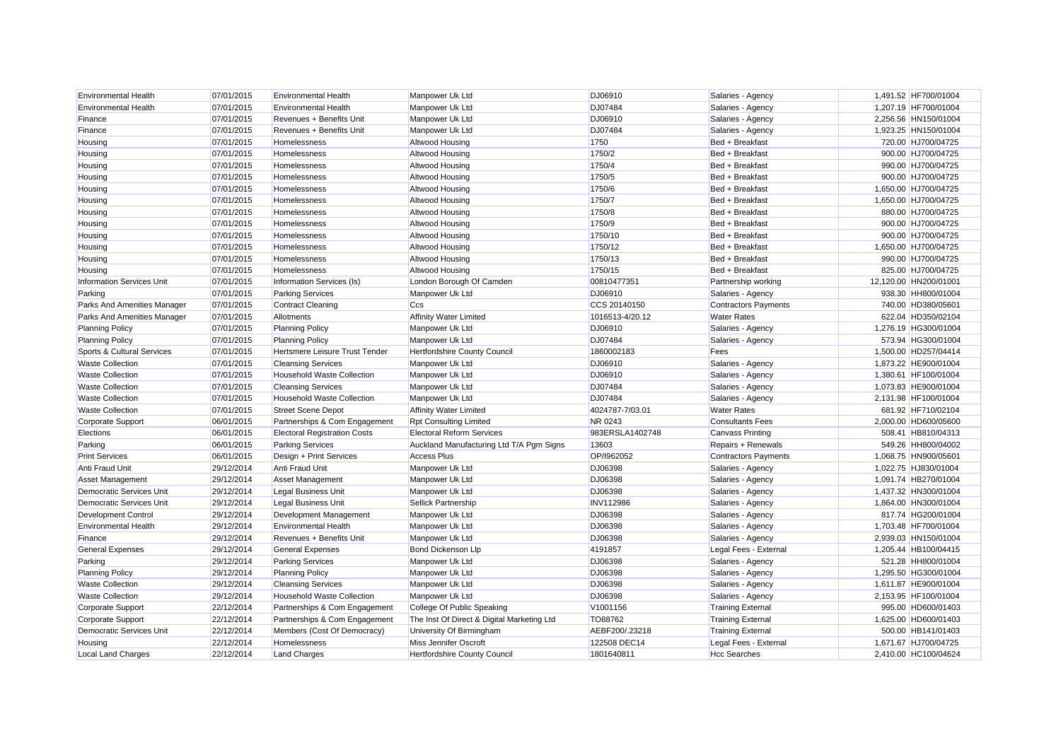| | | | | | | | |
|---|---|---|---|---|---|---|---|
| Environmental Health | 07/01/2015 | Environmental Health | Manpower Uk Ltd | DJ06910 | Salaries - Agency | 1,491.52 | HF700/01004 |
| Environmental Health | 07/01/2015 | Environmental Health | Manpower Uk Ltd | DJ07484 | Salaries - Agency | 1,207.19 | HF700/01004 |
| Finance | 07/01/2015 | Revenues + Benefits Unit | Manpower Uk Ltd | DJ06910 | Salaries - Agency | 2,256.56 | HN150/01004 |
| Finance | 07/01/2015 | Revenues + Benefits Unit | Manpower Uk Ltd | DJ07484 | Salaries - Agency | 1,923.25 | HN150/01004 |
| Housing | 07/01/2015 | Homelessness | Altwood Housing | 1750 | Bed + Breakfast | 720.00 | HJ700/04725 |
| Housing | 07/01/2015 | Homelessness | Altwood Housing | 1750/2 | Bed + Breakfast | 900.00 | HJ700/04725 |
| Housing | 07/01/2015 | Homelessness | Altwood Housing | 1750/4 | Bed + Breakfast | 990.00 | HJ700/04725 |
| Housing | 07/01/2015 | Homelessness | Altwood Housing | 1750/5 | Bed + Breakfast | 900.00 | HJ700/04725 |
| Housing | 07/01/2015 | Homelessness | Altwood Housing | 1750/6 | Bed + Breakfast | 1,650.00 | HJ700/04725 |
| Housing | 07/01/2015 | Homelessness | Altwood Housing | 1750/7 | Bed + Breakfast | 1,650.00 | HJ700/04725 |
| Housing | 07/01/2015 | Homelessness | Altwood Housing | 1750/8 | Bed + Breakfast | 880.00 | HJ700/04725 |
| Housing | 07/01/2015 | Homelessness | Altwood Housing | 1750/9 | Bed + Breakfast | 900.00 | HJ700/04725 |
| Housing | 07/01/2015 | Homelessness | Altwood Housing | 1750/10 | Bed + Breakfast | 900.00 | HJ700/04725 |
| Housing | 07/01/2015 | Homelessness | Altwood Housing | 1750/12 | Bed + Breakfast | 1,650.00 | HJ700/04725 |
| Housing | 07/01/2015 | Homelessness | Altwood Housing | 1750/13 | Bed + Breakfast | 990.00 | HJ700/04725 |
| Housing | 07/01/2015 | Homelessness | Altwood Housing | 1750/15 | Bed + Breakfast | 825.00 | HJ700/04725 |
| Information Services Unit | 07/01/2015 | Information Services (Is) | London Borough Of Camden | 00810477351 | Partnership working | 12,120.00 | HN200/01001 |
| Parking | 07/01/2015 | Parking Services | Manpower Uk Ltd | DJ06910 | Salaries - Agency | 938.30 | HH800/01004 |
| Parks And Amenities Manager | 07/01/2015 | Contract Cleaning | Ccs | CCS 20140150 | Contractors Payments | 740.00 | HD380/05601 |
| Parks And Amenities Manager | 07/01/2015 | Allotments | Affinity Water Limited | 1016513-4/20.12 | Water Rates | 622.04 | HD350/02104 |
| Planning Policy | 07/01/2015 | Planning Policy | Manpower Uk Ltd | DJ06910 | Salaries - Agency | 1,276.19 | HG300/01004 |
| Planning Policy | 07/01/2015 | Planning Policy | Manpower Uk Ltd | DJ07484 | Salaries - Agency | 573.94 | HG300/01004 |
| Sports & Cultural Services | 07/01/2015 | Hertsmere Leisure Trust Tender | Hertfordshire County Council | 1860002183 | Fees | 1,500.00 | HD257/04414 |
| Waste Collection | 07/01/2015 | Cleansing Services | Manpower Uk Ltd | DJ06910 | Salaries - Agency | 1,873.22 | HE900/01004 |
| Waste Collection | 07/01/2015 | Household Waste Collection | Manpower Uk Ltd | DJ06910 | Salaries - Agency | 1,380.61 | HF100/01004 |
| Waste Collection | 07/01/2015 | Cleansing Services | Manpower Uk Ltd | DJ07484 | Salaries - Agency | 1,073.83 | HE900/01004 |
| Waste Collection | 07/01/2015 | Household Waste Collection | Manpower Uk Ltd | DJ07484 | Salaries - Agency | 2,131.98 | HF100/01004 |
| Waste Collection | 07/01/2015 | Street Scene Depot | Affinity Water Limited | 4024787-7/03.01 | Water Rates | 681.92 | HF710/02104 |
| Corporate Support | 06/01/2015 | Partnerships & Com Engagement | Rpt Consulting Limited | NR 0243 | Consultants Fees | 2,000.00 | HD600/05600 |
| Elections | 06/01/2015 | Electoral Registration Costs | Electoral Reform Services | 983ERSLA1402748 | Canvass Printing | 508.41 | HB810/04313 |
| Parking | 06/01/2015 | Parking Services | Auckland Manufacturing Ltd T/A Pgm Signs | 13603 | Repairs + Renewals | 549.26 | HH800/04002 |
| Print Services | 06/01/2015 | Design + Print Services | Access Plus | OP/I962052 | Contractors Payments | 1,068.75 | HN900/05601 |
| Anti Fraud Unit | 29/12/2014 | Anti Fraud Unit | Manpower Uk Ltd | DJ06398 | Salaries - Agency | 1,022.75 | HJ830/01004 |
| Asset Management | 29/12/2014 | Asset Management | Manpower Uk Ltd | DJ06398 | Salaries - Agency | 1,091.74 | HB270/01004 |
| Democratic Services Unit | 29/12/2014 | Legal Business Unit | Manpower Uk Ltd | DJ06398 | Salaries - Agency | 1,437.32 | HN300/01004 |
| Democratic Services Unit | 29/12/2014 | Legal Business Unit | Sellick Partnership | INV112986 | Salaries - Agency | 1,864.00 | HN300/01004 |
| Development Control | 29/12/2014 | Development Management | Manpower Uk Ltd | DJ06398 | Salaries - Agency | 817.74 | HG200/01004 |
| Environmental Health | 29/12/2014 | Environmental Health | Manpower Uk Ltd | DJ06398 | Salaries - Agency | 1,703.48 | HF700/01004 |
| Finance | 29/12/2014 | Revenues + Benefits Unit | Manpower Uk Ltd | DJ06398 | Salaries - Agency | 2,939.03 | HN150/01004 |
| General Expenses | 29/12/2014 | General Expenses | Bond Dickenson Llp | 4191857 | Legal Fees - External | 1,205.44 | HB100/04415 |
| Parking | 29/12/2014 | Parking Services | Manpower Uk Ltd | DJ06398 | Salaries - Agency | 521.28 | HH800/01004 |
| Planning Policy | 29/12/2014 | Planning Policy | Manpower Uk Ltd | DJ06398 | Salaries - Agency | 1,295.50 | HG300/01004 |
| Waste Collection | 29/12/2014 | Cleansing Services | Manpower Uk Ltd | DJ06398 | Salaries - Agency | 1,611.87 | HE900/01004 |
| Waste Collection | 29/12/2014 | Household Waste Collection | Manpower Uk Ltd | DJ06398 | Salaries - Agency | 2,153.95 | HF100/01004 |
| Corporate Support | 22/12/2014 | Partnerships & Com Engagement | College Of Public Speaking | V1001156 | Training External | 995.00 | HD600/01403 |
| Corporate Support | 22/12/2014 | Partnerships & Com Engagement | The Inst Of Direct & Digital Marketing Ltd | TO88762 | Training External | 1,625.00 | HD600/01403 |
| Democratic Services Unit | 22/12/2014 | Members (Cost Of Democracy) | University Of Birmingham | AEBF200/.23218 | Training External | 500.00 | HB141/01403 |
| Housing | 22/12/2014 | Homelessness | Miss Jennifer Oscroft | 122508 DEC14 | Legal Fees - External | 1,671.67 | HJ700/04725 |
| Local Land Charges | 22/12/2014 | Land Charges | Hertfordshire County Council | 1801640811 | Hcc Searches | 2,410.00 | HC100/04624 |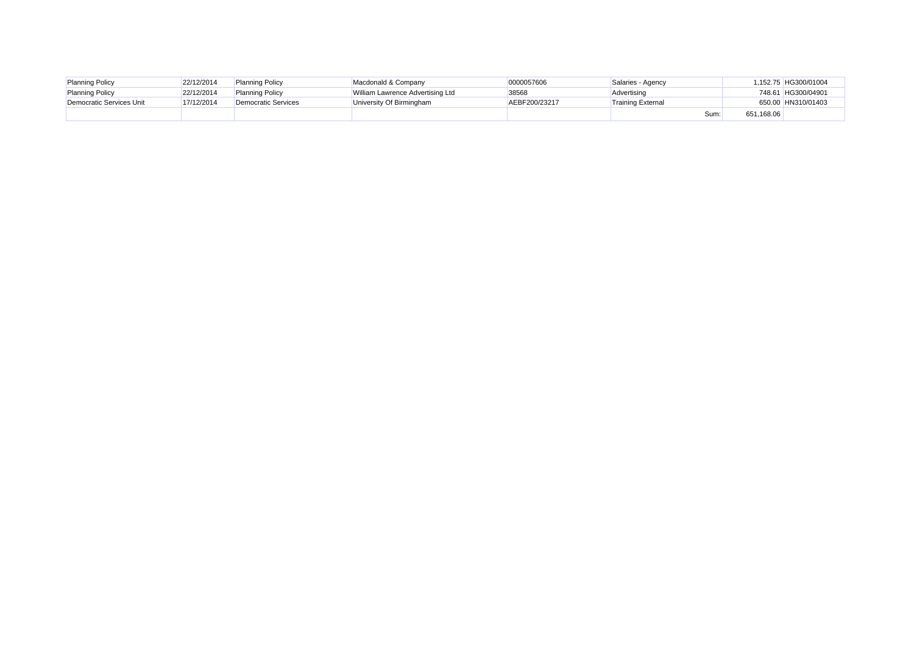| | | | | | | | |
|---|---|---|---|---|---|---|---|
| Planning Policy | 22/12/2014 | Planning Policy | Macdonald & Company | 0000057606 | Salaries - Agency | 1,152.75 | HG300/01004 |
| Planning Policy | 22/12/2014 | Planning Policy | William Lawrence Advertising Ltd | 38568 | Advertising | 748.61 | HG300/04901 |
| Democratic Services Unit | 17/12/2014 | Democratic Services | University Of Birmingham | AEBF200/23217 | Training External | 650.00 | HN310/01403 |
| | | | | | Sum: | 651,168.06 | |